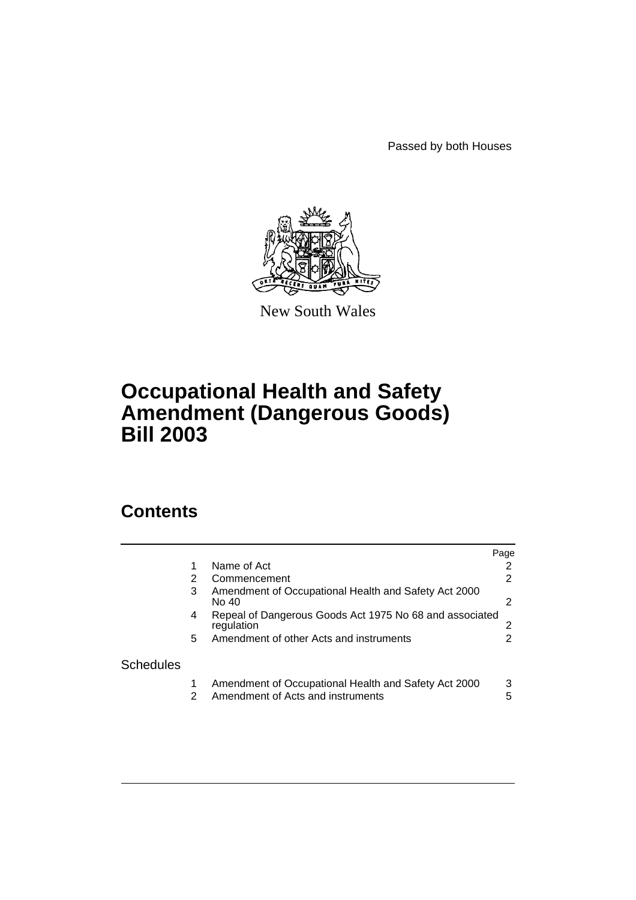Passed by both Houses

New South Wales

# Occupational Health and Safety Amendment (Dangerous Goods) Bill 2003

## Contents

| | | | Page |
|---|---|---|---|
| | 1 | Name of Act | 2 |
| | 2 | Commencement | 2 |
| | 3 | Amendment of Occupational Health and Safety Act 2000 No 40 | 2 |
| | 4 | Repeal of Dangerous Goods Act 1975 No 68 and associated regulation | 2 |
| | 5 | Amendment of other Acts and instruments | 2 |
| Schedules | | | |
| | 1 | Amendment of Occupational Health and Safety Act 2000 | 3 |
| | 2 | Amendment of Acts and instruments | 5 |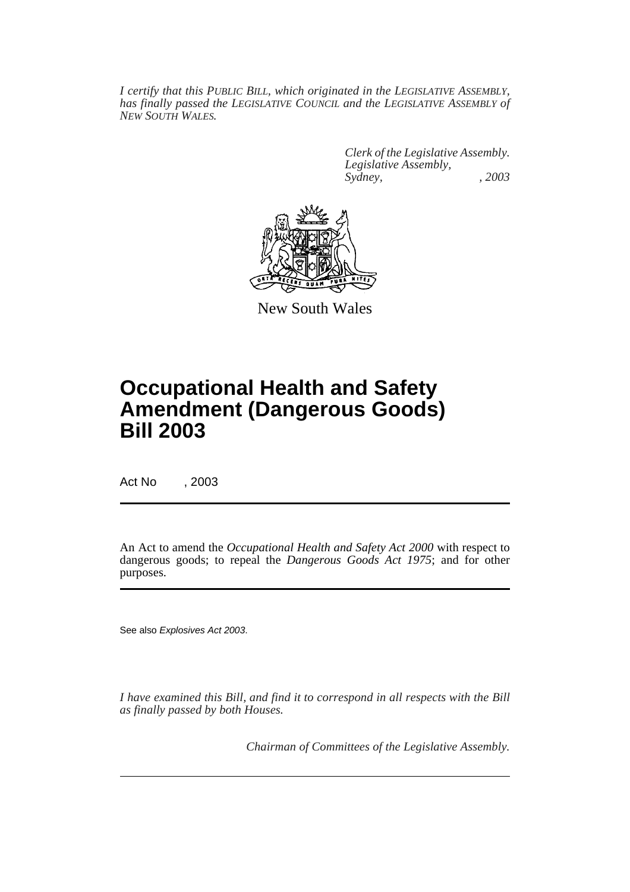*I certify that this PUBLIC BILL, which originated in the LEGISLATIVE ASSEMBLY, has finally passed the LEGISLATIVE COUNCIL and the LEGISLATIVE ASSEMBLY of NEW SOUTH WALES.*

*Clerk of the Legislative Assembly.*
*Legislative Assembly,*
*Sydney, , 2003*

New South Wales

# Occupational Health and Safety Amendment (Dangerous Goods) Bill 2003

Act No , 2003

An Act to amend the *Occupational Health and Safety Act 2000* with respect to dangerous goods; to repeal the *Dangerous Goods Act 1975*; and for other purposes.

See also *Explosives Act 2003*.

*I have examined this Bill, and find it to correspond in all respects with the Bill as finally passed by both Houses.*

*Chairman of Committees of the Legislative Assembly.*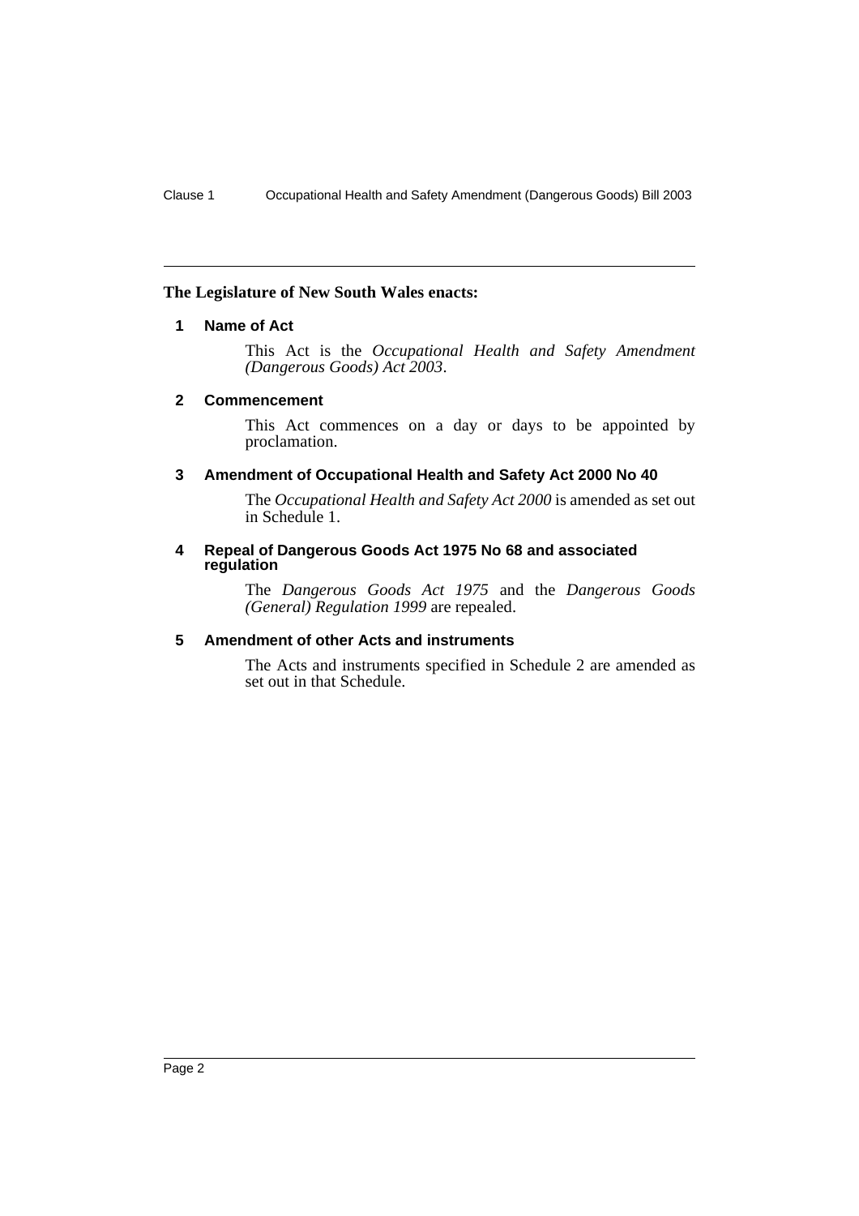**The Legislature of New South Wales enacts:**

### 1 Name of Act

This Act is the *Occupational Health and Safety Amendment (Dangerous Goods) Act 2003*.

### 2 Commencement

This Act commences on a day or days to be appointed by proclamation.

### 3 Amendment of Occupational Health and Safety Act 2000 No 40

The *Occupational Health and Safety Act 2000* is amended as set out in Schedule 1.

### 4 Repeal of Dangerous Goods Act 1975 No 68 and associated regulation

The *Dangerous Goods Act 1975* and the *Dangerous Goods (General) Regulation 1999* are repealed.

### 5 Amendment of other Acts and instruments

The Acts and instruments specified in Schedule 2 are amended as set out in that Schedule.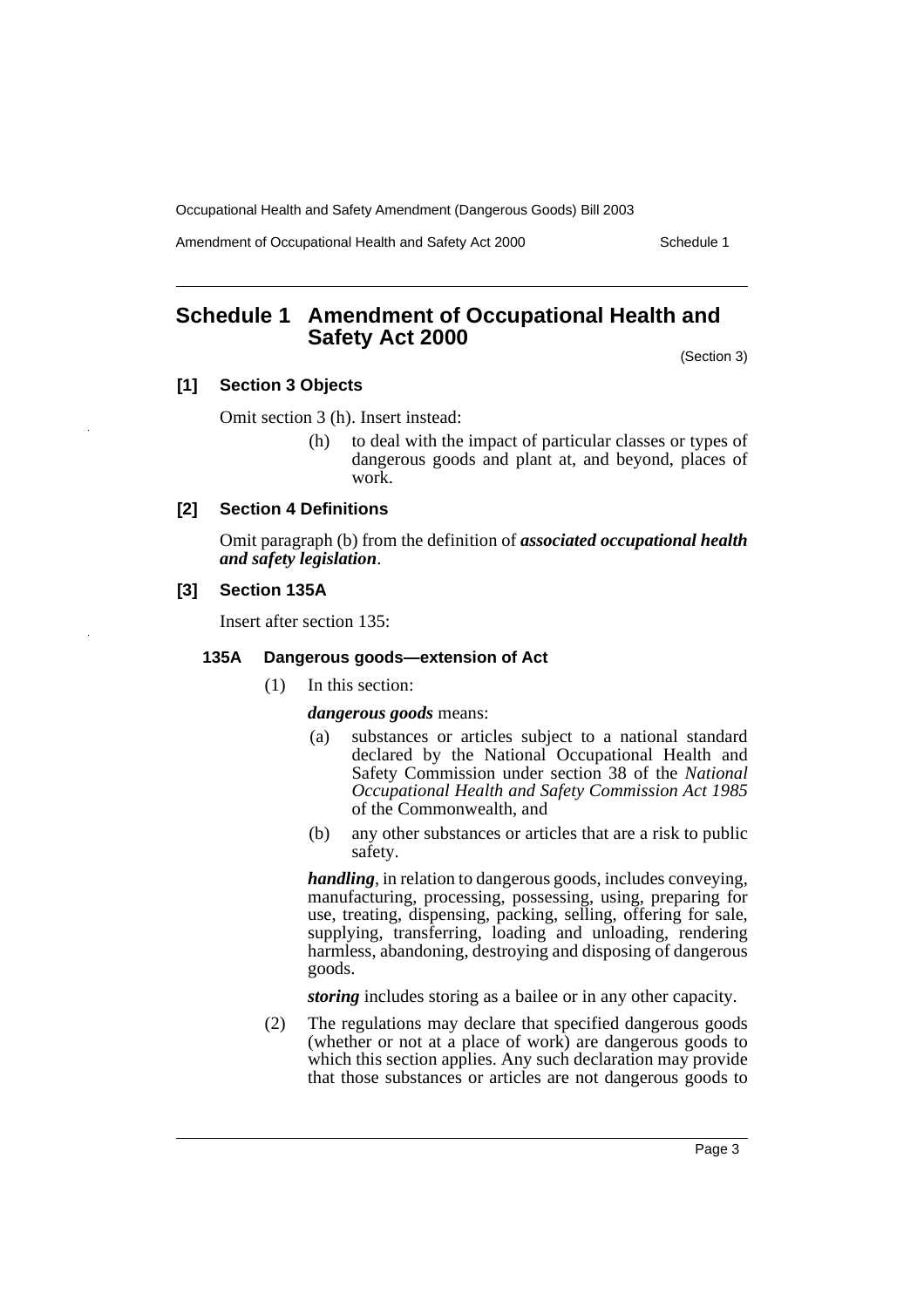## Schedule 1 Amendment of Occupational Health and Safety Act 2000

(Section 3)

### [1] Section 3 Objects

Omit section 3 (h). Insert instead:

> (h) to deal with the impact of particular classes or types of dangerous goods and plant at, and beyond, places of work.

### [2] Section 4 Definitions

Omit paragraph (b) from the definition of ***associated occupational health and safety legislation***.

### [3] Section 135A

Insert after section 135:

#### 135A Dangerous goods—extension of Act

(1) In this section:

***dangerous goods*** means:

(a) substances or articles subject to a national standard declared by the National Occupational Health and Safety Commission under section 38 of the *National Occupational Health and Safety Commission Act 1985* of the Commonwealth, and

(b) any other substances or articles that are a risk to public safety.

***handling***, in relation to dangerous goods, includes conveying, manufacturing, processing, possessing, using, preparing for use, treating, dispensing, packing, selling, offering for sale, supplying, transferring, loading and unloading, rendering harmless, abandoning, destroying and disposing of dangerous goods.

***storing*** includes storing as a bailee or in any other capacity.

(2) The regulations may declare that specified dangerous goods (whether or not at a place of work) are dangerous goods to which this section applies. Any such declaration may provide that those substances or articles are not dangerous goods to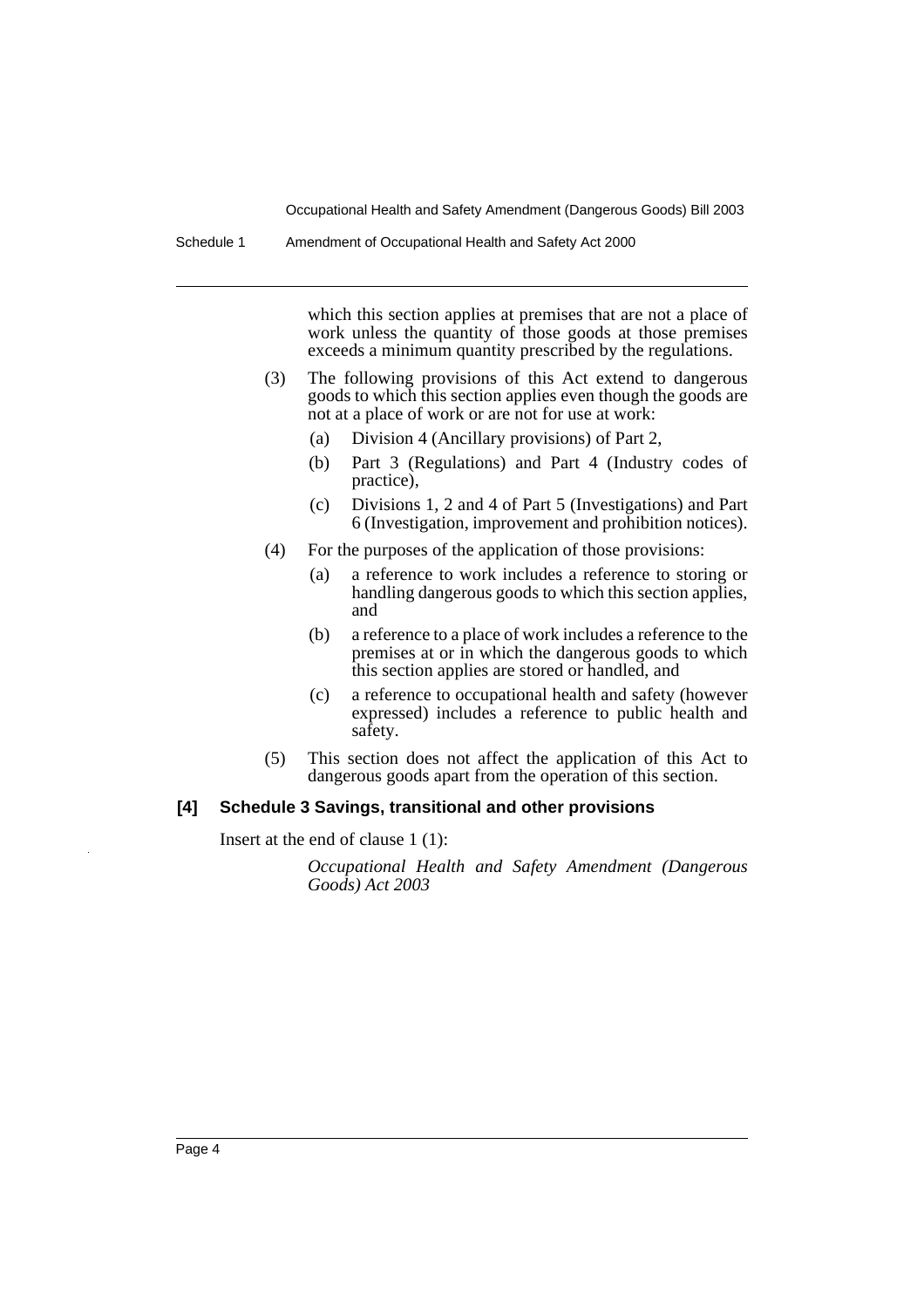which this section applies at premises that are not a place of work unless the quantity of those goods at those premises exceeds a minimum quantity prescribed by the regulations.

(3) The following provisions of this Act extend to dangerous goods to which this section applies even though the goods are not at a place of work or are not for use at work:

(a) Division 4 (Ancillary provisions) of Part 2,

(b) Part 3 (Regulations) and Part 4 (Industry codes of practice),

(c) Divisions 1, 2 and 4 of Part 5 (Investigations) and Part 6 (Investigation, improvement and prohibition notices).

(4) For the purposes of the application of those provisions:

(a) a reference to work includes a reference to storing or handling dangerous goods to which this section applies, and

(b) a reference to a place of work includes a reference to the premises at or in which the dangerous goods to which this section applies are stored or handled, and

(c) a reference to occupational health and safety (however expressed) includes a reference to public health and safety.

(5) This section does not affect the application of this Act to dangerous goods apart from the operation of this section.

**[4] Schedule 3 Savings, transitional and other provisions**

Insert at the end of clause 1 (1):

*Occupational Health and Safety Amendment (Dangerous Goods) Act 2003*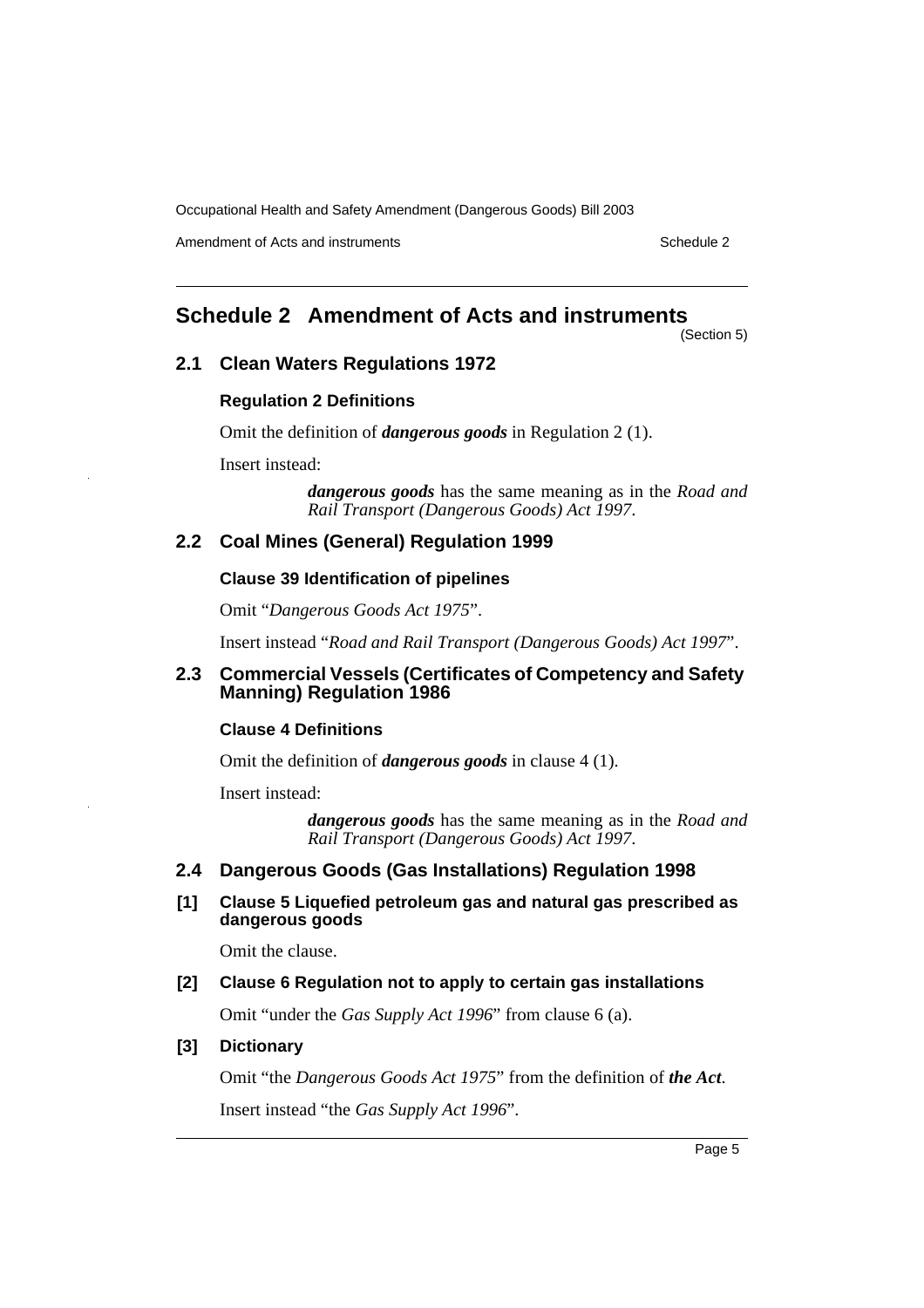# Schedule 2 Amendment of Acts and instruments

(Section 5)

## 2.1 Clean Waters Regulations 1972

### Regulation 2 Definitions

Omit the definition of ***dangerous goods*** in Regulation 2 (1).

Insert instead:

> ***dangerous goods*** has the same meaning as in the *Road and Rail Transport (Dangerous Goods) Act 1997*.

## 2.2 Coal Mines (General) Regulation 1999

### Clause 39 Identification of pipelines

Omit "*Dangerous Goods Act 1975*".

Insert instead "*Road and Rail Transport (Dangerous Goods) Act 1997*".

## 2.3 Commercial Vessels (Certificates of Competency and Safety Manning) Regulation 1986

### Clause 4 Definitions

Omit the definition of ***dangerous goods*** in clause 4 (1).

Insert instead:

> ***dangerous goods*** has the same meaning as in the *Road and Rail Transport (Dangerous Goods) Act 1997*.

## 2.4 Dangerous Goods (Gas Installations) Regulation 1998

### [1] Clause 5 Liquefied petroleum gas and natural gas prescribed as dangerous goods

Omit the clause.

### [2] Clause 6 Regulation not to apply to certain gas installations

Omit "under the *Gas Supply Act 1996*" from clause 6 (a).

### [3] Dictionary

Omit "the *Dangerous Goods Act 1975*" from the definition of ***the Act***.

Insert instead "the *Gas Supply Act 1996*".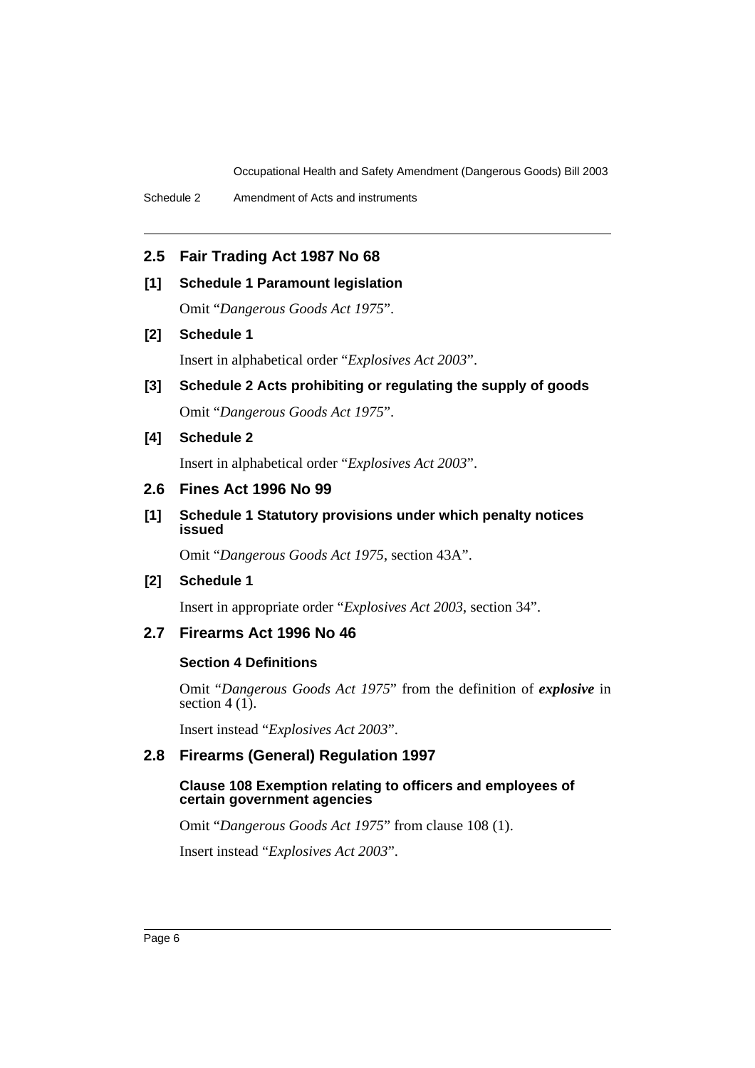## 2.5 Fair Trading Act 1987 No 68

### [1] Schedule 1 Paramount legislation

Omit "*Dangerous Goods Act 1975*".

### [2] Schedule 1

Insert in alphabetical order "*Explosives Act 2003*".

### [3] Schedule 2 Acts prohibiting or regulating the supply of goods

Omit "*Dangerous Goods Act 1975*".

### [4] Schedule 2

Insert in alphabetical order "*Explosives Act 2003*".

## 2.6 Fines Act 1996 No 99

### [1] Schedule 1 Statutory provisions under which penalty notices issued

Omit "*Dangerous Goods Act 1975*, section 43A".

### [2] Schedule 1

Insert in appropriate order "*Explosives Act 2003*, section 34".

## 2.7 Firearms Act 1996 No 46

### Section 4 Definitions

Omit "*Dangerous Goods Act 1975*" from the definition of ***explosive*** in section 4 (1).

Insert instead "*Explosives Act 2003*".

## 2.8 Firearms (General) Regulation 1997

### Clause 108 Exemption relating to officers and employees of certain government agencies

Omit "*Dangerous Goods Act 1975*" from clause 108 (1).

Insert instead "*Explosives Act 2003*".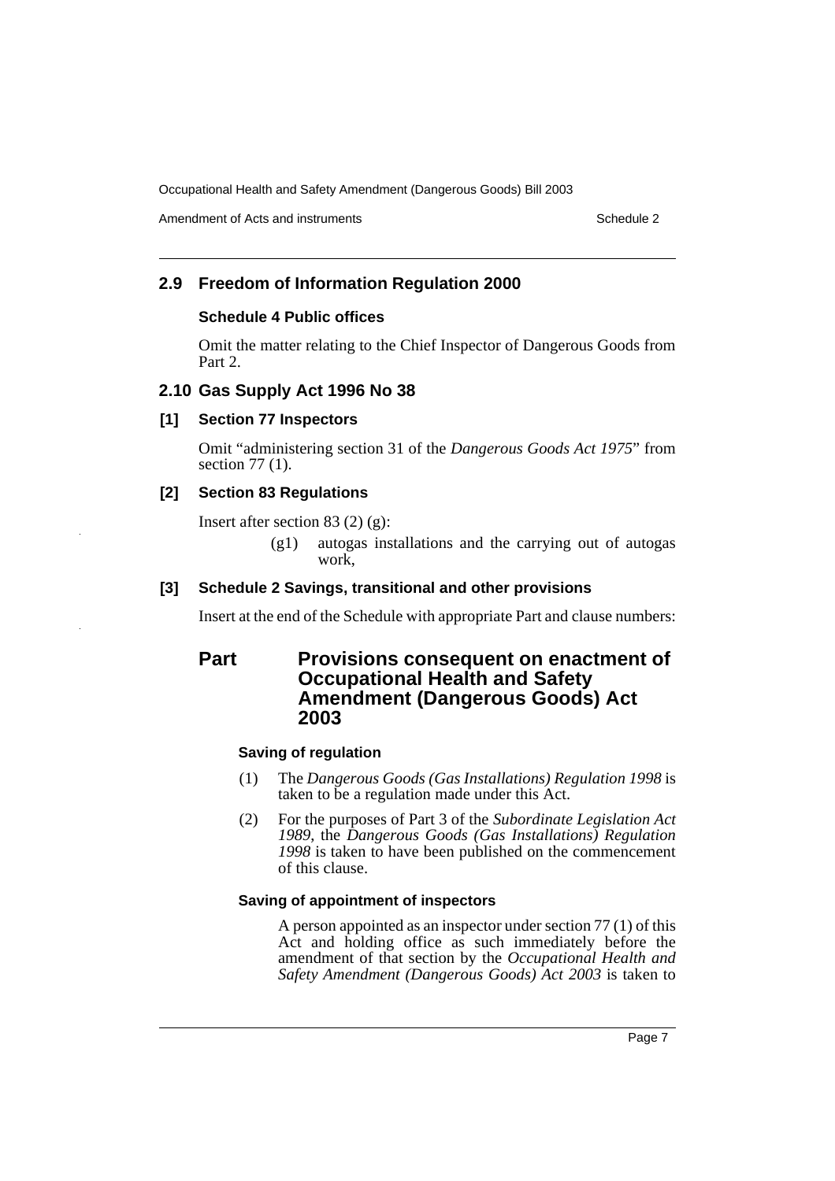## 2.9 Freedom of Information Regulation 2000

### Schedule 4 Public offices

Omit the matter relating to the Chief Inspector of Dangerous Goods from Part 2.

## 2.10 Gas Supply Act 1996 No 38

### [1] Section 77 Inspectors

Omit "administering section 31 of the *Dangerous Goods Act 1975*" from section 77 (1).

### [2] Section 83 Regulations

Insert after section 83 (2) (g):

> (g1) autogas installations and the carrying out of autogas work,

### [3] Schedule 2 Savings, transitional and other provisions

Insert at the end of the Schedule with appropriate Part and clause numbers:

## Part Provisions consequent on enactment of Occupational Health and Safety Amendment (Dangerous Goods) Act 2003

#### Saving of regulation

(1) The *Dangerous Goods (Gas Installations) Regulation 1998* is taken to be a regulation made under this Act.

(2) For the purposes of Part 3 of the *Subordinate Legislation Act 1989*, the *Dangerous Goods (Gas Installations) Regulation 1998* is taken to have been published on the commencement of this clause.

#### Saving of appointment of inspectors

A person appointed as an inspector under section 77 (1) of this Act and holding office as such immediately before the amendment of that section by the *Occupational Health and Safety Amendment (Dangerous Goods) Act 2003* is taken to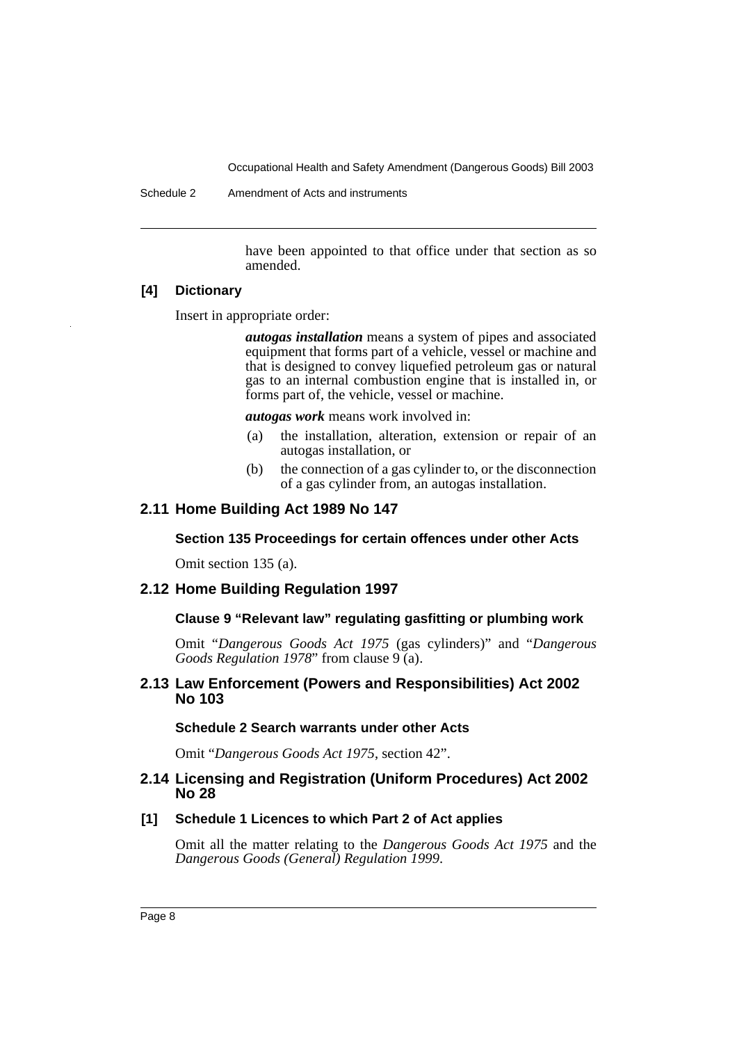have been appointed to that office under that section as so amended.

**[4] Dictionary**

Insert in appropriate order:

> ***autogas installation*** means a system of pipes and associated equipment that forms part of a vehicle, vessel or machine and that is designed to convey liquefied petroleum gas or natural gas to an internal combustion engine that is installed in, or forms part of, the vehicle, vessel or machine.
>
> ***autogas work*** means work involved in:
>
> (a) the installation, alteration, extension or repair of an autogas installation, or
>
> (b) the connection of a gas cylinder to, or the disconnection of a gas cylinder from, an autogas installation.

## 2.11 Home Building Act 1989 No 147

### Section 135 Proceedings for certain offences under other Acts

Omit section 135 (a).

## 2.12 Home Building Regulation 1997

### Clause 9 "Relevant law" regulating gasfitting or plumbing work

Omit "*Dangerous Goods Act 1975* (gas cylinders)" and "*Dangerous Goods Regulation 1978*" from clause 9 (a).

## 2.13 Law Enforcement (Powers and Responsibilities) Act 2002 No 103

### Schedule 2 Search warrants under other Acts

Omit "*Dangerous Goods Act 1975*, section 42".

## 2.14 Licensing and Registration (Uniform Procedures) Act 2002 No 28

**[1] Schedule 1 Licences to which Part 2 of Act applies**

Omit all the matter relating to the *Dangerous Goods Act 1975* and the *Dangerous Goods (General) Regulation 1999*.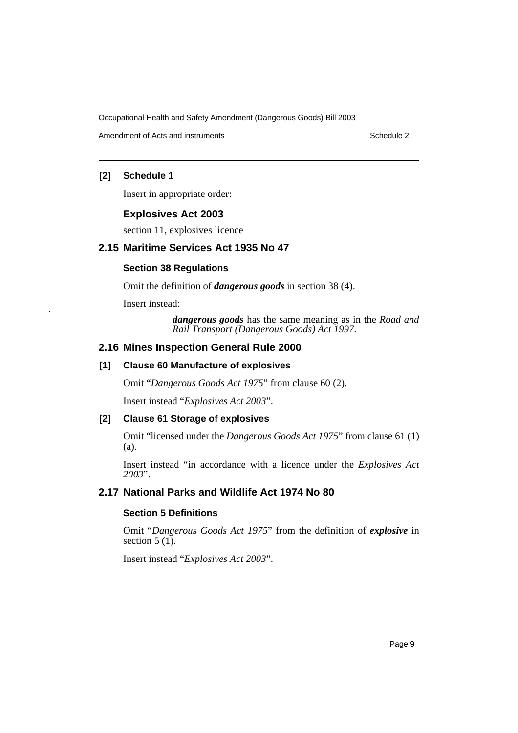### [2] Schedule 1

Insert in appropriate order:

### Explosives Act 2003

section 11, explosives licence

## 2.15 Maritime Services Act 1935 No 47

### Section 38 Regulations

Omit the definition of ***dangerous goods*** in section 38 (4).

Insert instead:

> ***dangerous goods*** has the same meaning as in the *Road and Rail Transport (Dangerous Goods) Act 1997*.

## 2.16 Mines Inspection General Rule 2000

### [1] Clause 60 Manufacture of explosives

Omit "*Dangerous Goods Act 1975*" from clause 60 (2).

Insert instead "*Explosives Act 2003*".

### [2] Clause 61 Storage of explosives

Omit "licensed under the *Dangerous Goods Act 1975*" from clause 61 (1) (a).

Insert instead "in accordance with a licence under the *Explosives Act 2003*".

## 2.17 National Parks and Wildlife Act 1974 No 80

### Section 5 Definitions

Omit "*Dangerous Goods Act 1975*" from the definition of ***explosive*** in section 5 (1).

Insert instead "*Explosives Act 2003*".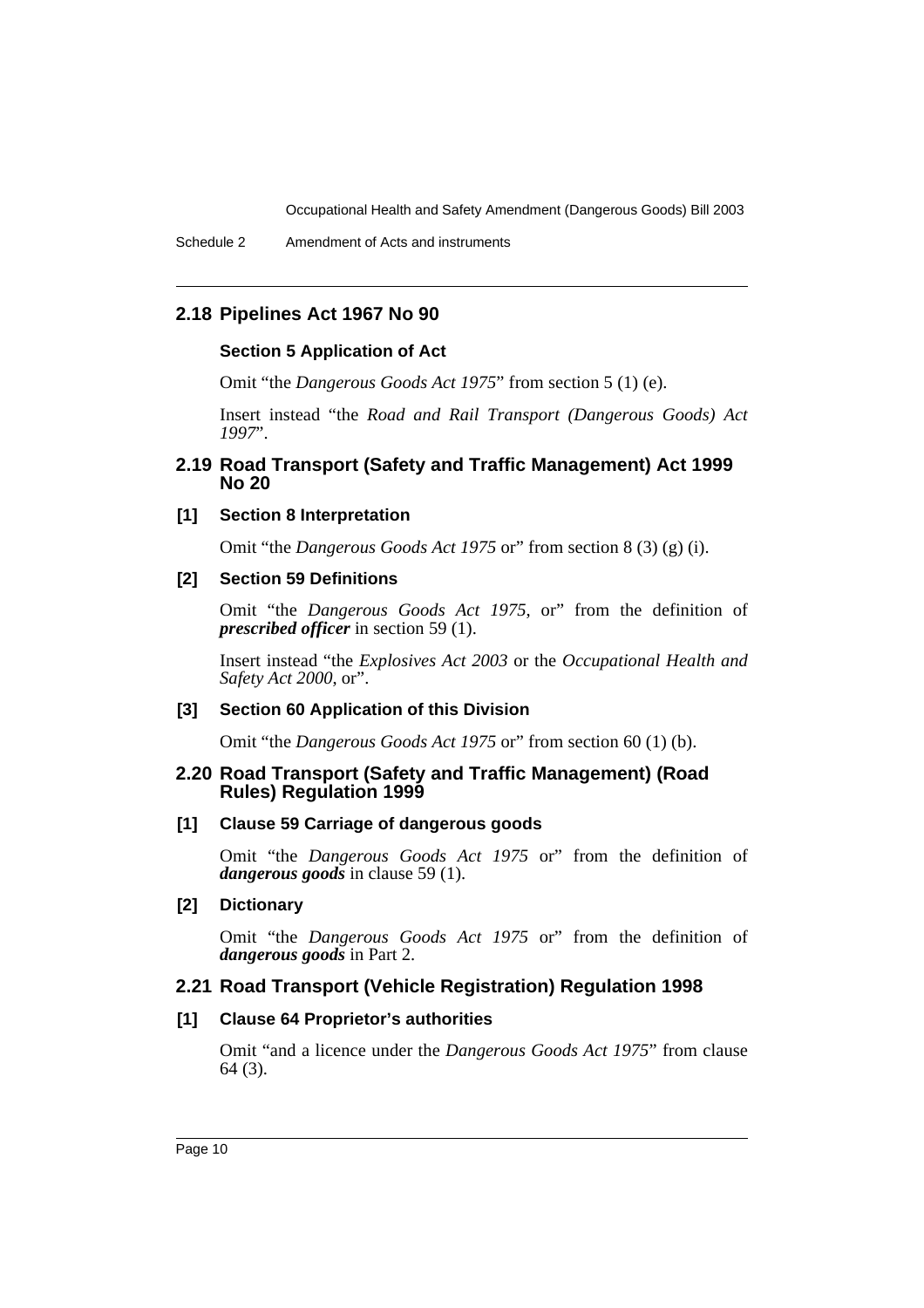## 2.18 Pipelines Act 1967 No 90

### Section 5 Application of Act

Omit "the *Dangerous Goods Act 1975*" from section 5 (1) (e).

Insert instead "the *Road and Rail Transport (Dangerous Goods) Act 1997*".

## 2.19 Road Transport (Safety and Traffic Management) Act 1999 No 20

### [1] Section 8 Interpretation

Omit "the *Dangerous Goods Act 1975* or" from section 8 (3) (g) (i).

### [2] Section 59 Definitions

Omit "the *Dangerous Goods Act 1975*, or" from the definition of ***prescribed officer*** in section 59 (1).

Insert instead "the *Explosives Act 2003* or the *Occupational Health and Safety Act 2000*, or".

### [3] Section 60 Application of this Division

Omit "the *Dangerous Goods Act 1975* or" from section 60 (1) (b).

## 2.20 Road Transport (Safety and Traffic Management) (Road Rules) Regulation 1999

### [1] Clause 59 Carriage of dangerous goods

Omit "the *Dangerous Goods Act 1975* or" from the definition of ***dangerous goods*** in clause 59 (1).

### [2] Dictionary

Omit "the *Dangerous Goods Act 1975* or" from the definition of ***dangerous goods*** in Part 2.

## 2.21 Road Transport (Vehicle Registration) Regulation 1998

### [1] Clause 64 Proprietor's authorities

Omit "and a licence under the *Dangerous Goods Act 1975*" from clause 64 (3).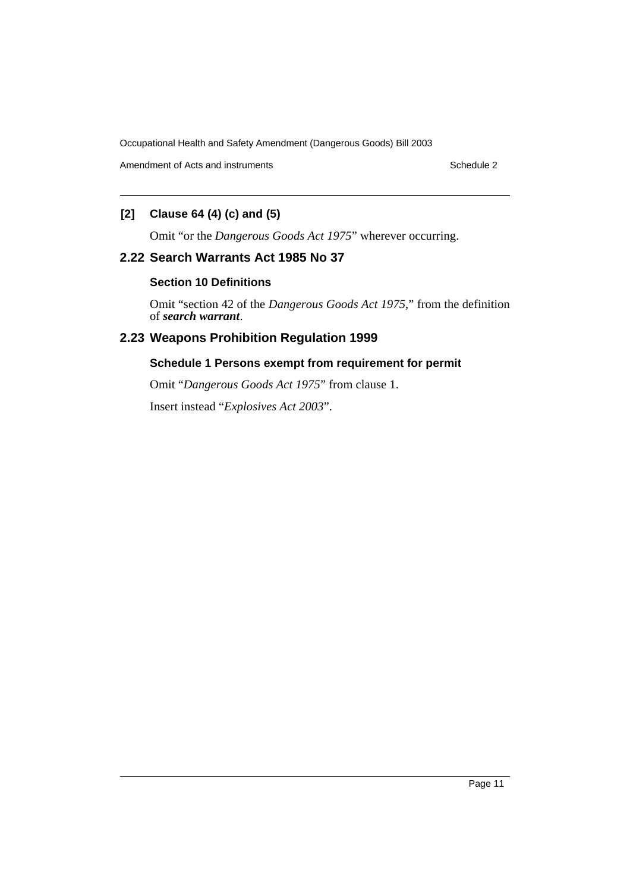**[2] Clause 64 (4) (c) and (5)**

Omit "or the *Dangerous Goods Act 1975*" wherever occurring.

## 2.22 Search Warrants Act 1985 No 37

### Section 10 Definitions

Omit "section 42 of the *Dangerous Goods Act 1975*," from the definition of ***search warrant***.

## 2.23 Weapons Prohibition Regulation 1999

### Schedule 1 Persons exempt from requirement for permit

Omit "*Dangerous Goods Act 1975*" from clause 1.

Insert instead "*Explosives Act 2003*".